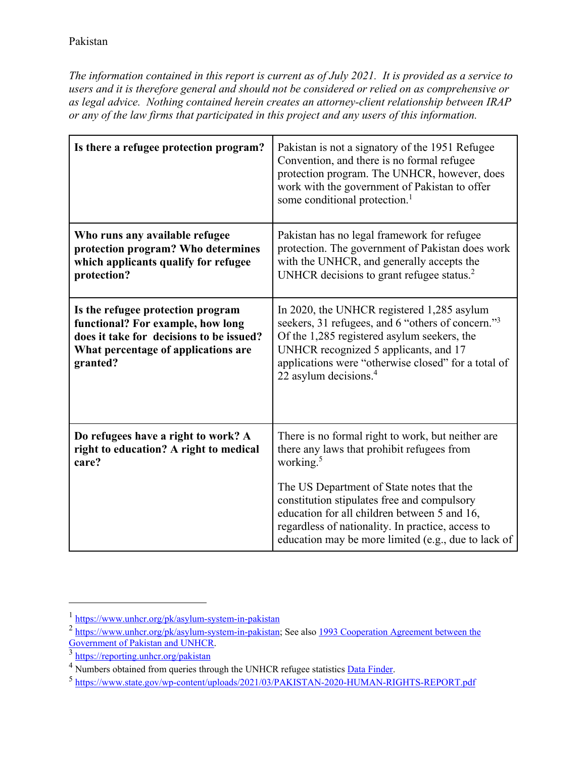Pakistan

*The information contained in this report is current as of July 2021. It is provided as a service to users and it is therefore general and should not be considered or relied on as comprehensive or as legal advice. Nothing contained herein creates an attorney-client relationship between IRAP or any of the law firms that participated in this project and any users of this information.*

| **Is there a refugee protection program?** | Pakistan is not a signatory of the 1951 Refugee Convention, and there is no formal refugee protection program. The UNHCR, however, does work with the government of Pakistan to offer some conditional protection.[1] |
|---|---|
| **Who runs any available refugee protection program? Who determines which applicants qualify for refugee protection?** | Pakistan has no legal framework for refugee protection. The government of Pakistan does work with the UNHCR, and generally accepts the UNHCR decisions to grant refugee status.[2] |
| **Is the refugee protection program functional? For example, how long does it take for decisions to be issued? What percentage of applications are granted?** | In 2020, the UNHCR registered 1,285 asylum seekers, 31 refugees, and 6 "others of concern."[3] Of the 1,285 registered asylum seekers, the UNHCR recognized 5 applicants, and 17 applications were "otherwise closed" for a total of 22 asylum decisions.[4] |
| **Do refugees have a right to work? A right to education? A right to medical care?** | There is no formal right to work, but neither are there any laws that prohibit refugees from working.[5] <br><br> The US Department of State notes that the constitution stipulates free and compulsory education for all children between 5 and 16, regardless of nationality. In practice, access to education may be more limited (e.g., due to lack of |

[1] https://www.unhcr.org/pk/asylum-system-in-pakistan

[2] https://www.unhcr.org/pk/asylum-system-in-pakistan; See also 1993 Cooperation Agreement between the Government of Pakistan and UNHCR.

[3] https://reporting.unhcr.org/pakistan

[4] Numbers obtained from queries through the UNHCR refugee statistics Data Finder.

[5] https://www.state.gov/wp-content/uploads/2021/03/PAKISTAN-2020-HUMAN-RIGHTS-REPORT.pdf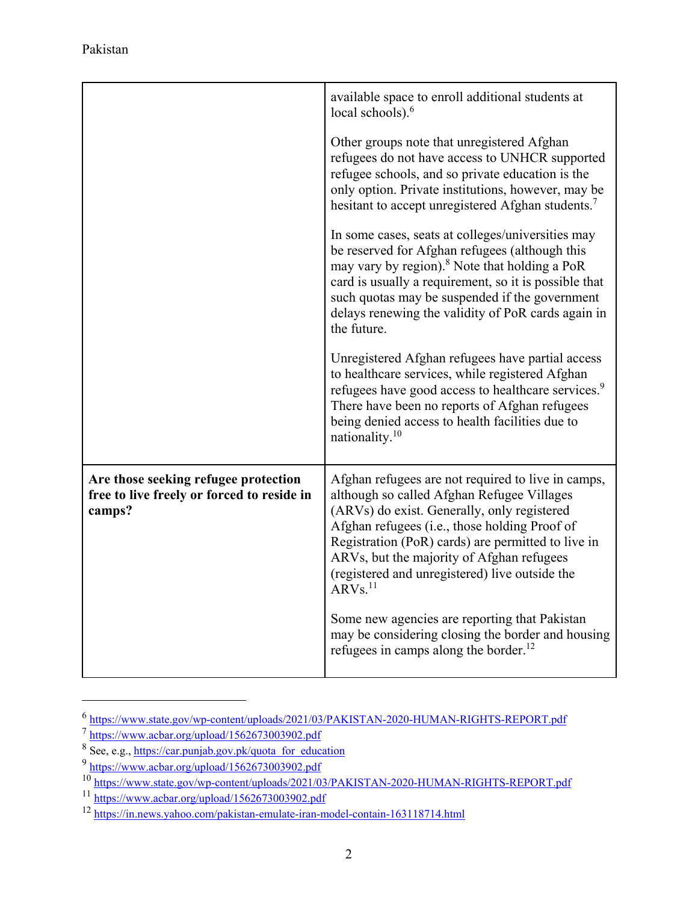| | |
|---|---|
| | available space to enroll additional students at local schools).[6]<br><br>Other groups note that unregistered Afghan refugees do not have access to UNHCR supported refugee schools, and so private education is the only option. Private institutions, however, may be hesitant to accept unregistered Afghan students.[7]<br><br>In some cases, seats at colleges/universities may be reserved for Afghan refugees (although this may vary by region).[8] Note that holding a PoR card is usually a requirement, so it is possible that such quotas may be suspended if the government delays renewing the validity of PoR cards again in the future.<br><br>Unregistered Afghan refugees have partial access to healthcare services, while registered Afghan refugees have good access to healthcare services.[9] There have been no reports of Afghan refugees being denied access to health facilities due to nationality.[10] |
| **Are those seeking refugee protection free to live freely or forced to reside in camps?** | Afghan refugees are not required to live in camps, although so called Afghan Refugee Villages (ARVs) do exist. Generally, only registered Afghan refugees (i.e., those holding Proof of Registration (PoR) cards) are permitted to live in ARVs, but the majority of Afghan refugees (registered and unregistered) live outside the ARVs.[11]<br><br>Some new agencies are reporting that Pakistan may be considering closing the border and housing refugees in camps along the border.[12] |

---

[6] https://www.state.gov/wp-content/uploads/2021/03/PAKISTAN-2020-HUMAN-RIGHTS-REPORT.pdf

[7] https://www.acbar.org/upload/1562673003902.pdf

[8] See, e.g., https://car.punjab.gov.pk/quota_for_education

[9] https://www.acbar.org/upload/1562673003902.pdf

[10] https://www.state.gov/wp-content/uploads/2021/03/PAKISTAN-2020-HUMAN-RIGHTS-REPORT.pdf

[11] https://www.acbar.org/upload/1562673003902.pdf

[12] https://in.news.yahoo.com/pakistan-emulate-iran-model-contain-163118714.html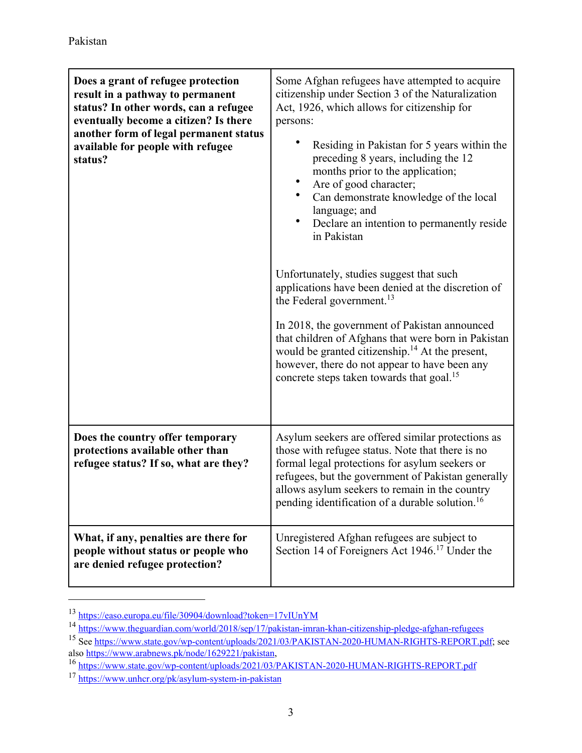| | |
|---|---|
| **Does a grant of refugee protection result in a pathway to permanent status? In other words, can a refugee eventually become a citizen? Is there another form of legal permanent status available for people with refugee status?** | Some Afghan refugees have attempted to acquire citizenship under Section 3 of the Naturalization Act, 1926, which allows for citizenship for persons:<br>• Residing in Pakistan for 5 years within the preceding 8 years, including the 12 months prior to the application;<br>• Are of good character;<br>• Can demonstrate knowledge of the local language; and<br>• Declare an intention to permanently reside in Pakistan<br><br>Unfortunately, studies suggest that such applications have been denied at the discretion of the Federal government.[13]<br><br>In 2018, the government of Pakistan announced that children of Afghans that were born in Pakistan would be granted citizenship.[14] At the present, however, there do not appear to have been any concrete steps taken towards that goal.[15] |
| **Does the country offer temporary protections available other than refugee status? If so, what are they?** | Asylum seekers are offered similar protections as those with refugee status. Note that there is no formal legal protections for asylum seekers or refugees, but the government of Pakistan generally allows asylum seekers to remain in the country pending identification of a durable solution.[16] |
| **What, if any, penalties are there for people without status or people who are denied refugee protection?** | Unregistered Afghan refugees are subject to Section 14 of Foreigners Act 1946.[17] Under the |

[13] https://easo.europa.eu/file/30904/download?token=17vIUnYM

[14] https://www.theguardian.com/world/2018/sep/17/pakistan-imran-khan-citizenship-pledge-afghan-refugees

[15] See https://www.state.gov/wp-content/uploads/2021/03/PAKISTAN-2020-HUMAN-RIGHTS-REPORT.pdf; see also https://www.arabnews.pk/node/1629221/pakistan,

[16] https://www.state.gov/wp-content/uploads/2021/03/PAKISTAN-2020-HUMAN-RIGHTS-REPORT.pdf

[17] https://www.unhcr.org/pk/asylum-system-in-pakistan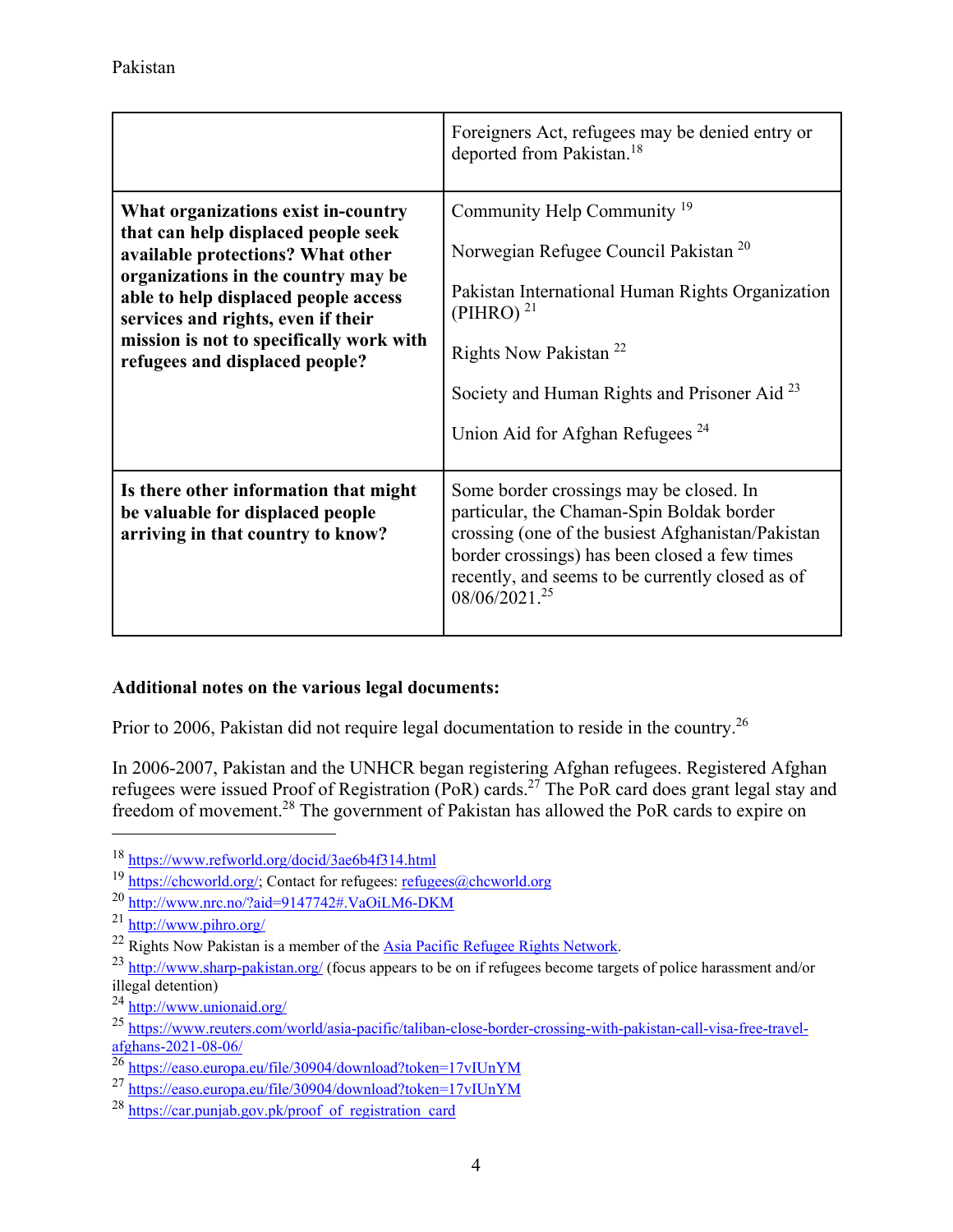| | |
|---|---|
| | Foreigners Act, refugees may be denied entry or deported from Pakistan.[18] |
| **What organizations exist in-country that can help displaced people seek available protections? What other organizations in the country may be able to help displaced people access services and rights, even if their mission is not to specifically work with refugees and displaced people?** | Community Help Community [19]<br><br>Norwegian Refugee Council Pakistan [20]<br><br>Pakistan International Human Rights Organization (PIHRO) [21]<br><br>Rights Now Pakistan [22]<br><br>Society and Human Rights and Prisoner Aid [23]<br><br>Union Aid for Afghan Refugees [24] |
| **Is there other information that might be valuable for displaced people arriving in that country to know?** | Some border crossings may be closed. In particular, the Chaman-Spin Boldak border crossing (one of the busiest Afghanistan/Pakistan border crossings) has been closed a few times recently, and seems to be currently closed as of 08/06/2021.[25] |

**Additional notes on the various legal documents:**

Prior to 2006, Pakistan did not require legal documentation to reside in the country.[26]

In 2006-2007, Pakistan and the UNHCR began registering Afghan refugees. Registered Afghan refugees were issued Proof of Registration (PoR) cards.[27] The PoR card does grant legal stay and freedom of movement.[28] The government of Pakistan has allowed the PoR cards to expire on

---

[18] https://www.refworld.org/docid/3ae6b4f314.html

[19] https://chcworld.org/; Contact for refugees: refugees@chcworld.org

[20] http://www.nrc.no/?aid=9147742#.VaOiLM6-DKM

[21] http://www.pihro.org/

[22] Rights Now Pakistan is a member of the Asia Pacific Refugee Rights Network.

[23] http://www.sharp-pakistan.org/ (focus appears to be on if refugees become targets of police harassment and/or illegal detention)

[24] http://www.unionaid.org/

[25] https://www.reuters.com/world/asia-pacific/taliban-close-border-crossing-with-pakistan-call-visa-free-travel-afghans-2021-08-06/

[26] https://easo.europa.eu/file/30904/download?token=17vIUnYM

[27] https://easo.europa.eu/file/30904/download?token=17vIUnYM

[28] https://car.punjab.gov.pk/proof_of_registration_card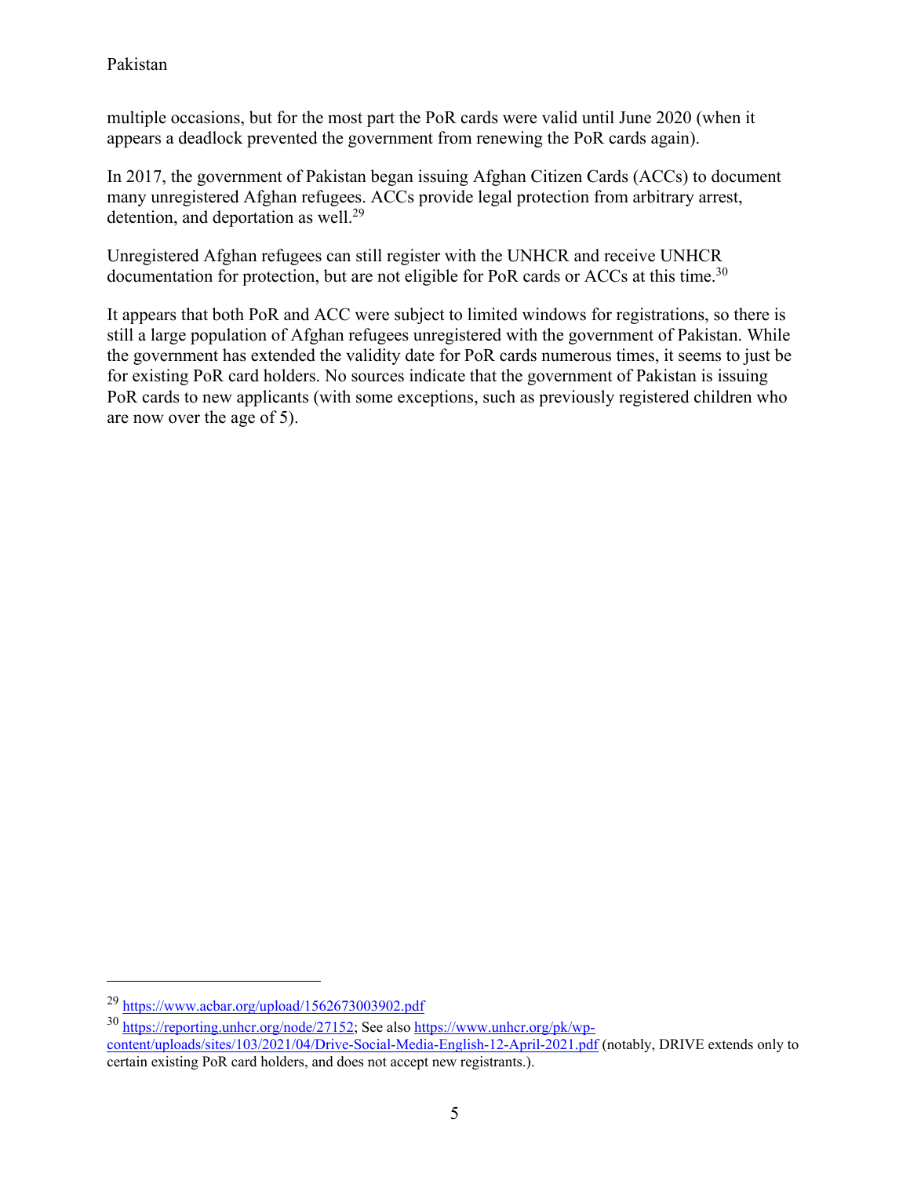multiple occasions, but for the most part the PoR cards were valid until June 2020 (when it appears a deadlock prevented the government from renewing the PoR cards again).

In 2017, the government of Pakistan began issuing Afghan Citizen Cards (ACCs) to document many unregistered Afghan refugees. ACCs provide legal protection from arbitrary arrest, detention, and deportation as well.[29]

Unregistered Afghan refugees can still register with the UNHCR and receive UNHCR documentation for protection, but are not eligible for PoR cards or ACCs at this time.[30]

It appears that both PoR and ACC were subject to limited windows for registrations, so there is still a large population of Afghan refugees unregistered with the government of Pakistan. While the government has extended the validity date for PoR cards numerous times, it seems to just be for existing PoR card holders. No sources indicate that the government of Pakistan is issuing PoR cards to new applicants (with some exceptions, such as previously registered children who are now over the age of 5).

---

[29] https://www.acbar.org/upload/1562673003902.pdf

[30] https://reporting.unhcr.org/node/27152; See also https://www.unhcr.org/pk/wp-content/uploads/sites/103/2021/04/Drive-Social-Media-English-12-April-2021.pdf (notably, DRIVE extends only to certain existing PoR card holders, and does not accept new registrants.).